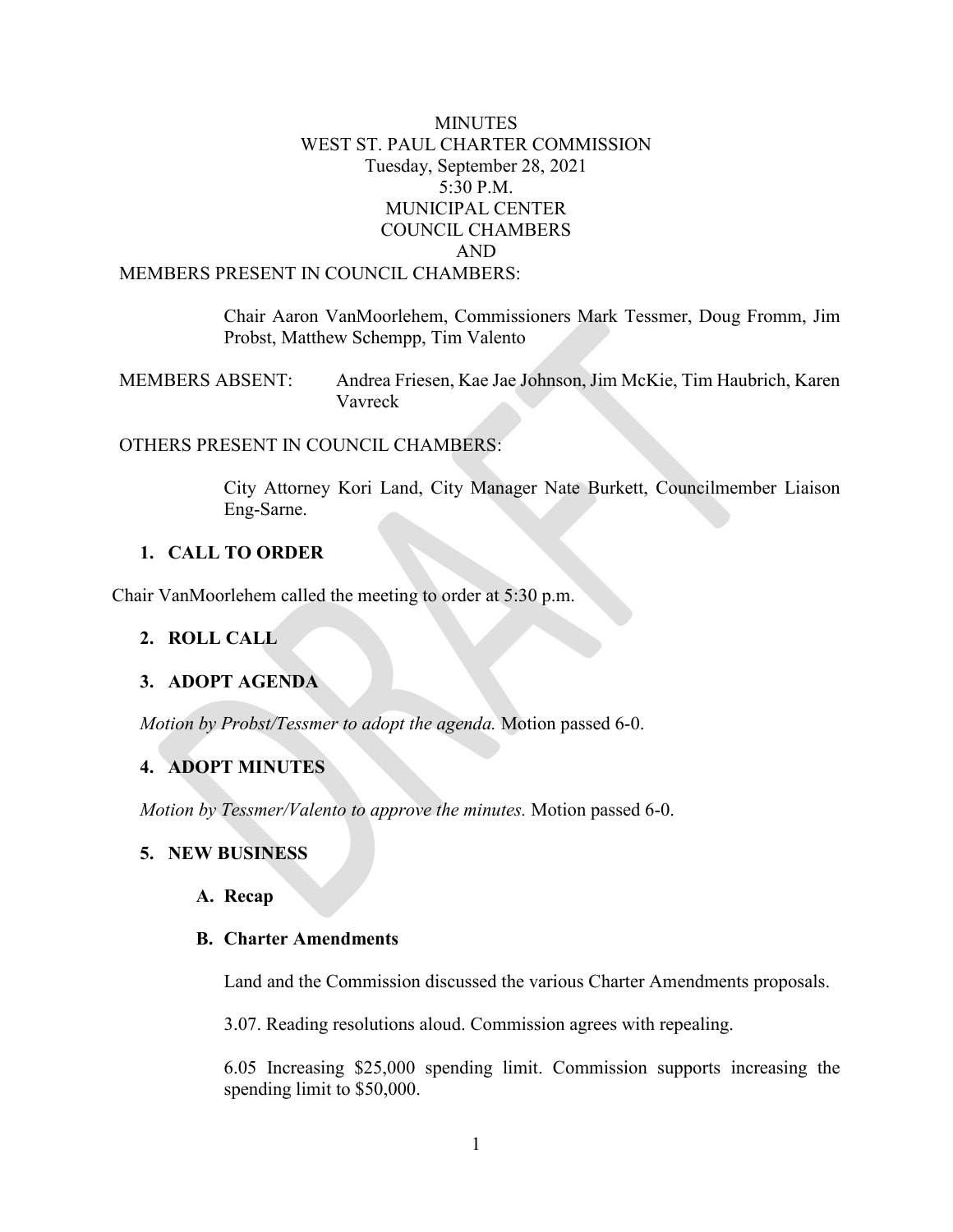MINUTES
WEST ST. PAUL CHARTER COMMISSION
Tuesday, September 28, 2021
5:30 P.M.
MUNICIPAL CENTER
COUNCIL CHAMBERS
AND

MEMBERS PRESENT IN COUNCIL CHAMBERS:

Chair Aaron VanMoorlehem, Commissioners Mark Tessmer, Doug Fromm, Jim Probst, Matthew Schempp, Tim Valento

MEMBERS ABSENT: Andrea Friesen, Kae Jae Johnson, Jim McKie, Tim Haubrich, Karen Vavreck

OTHERS PRESENT IN COUNCIL CHAMBERS:

City Attorney Kori Land, City Manager Nate Burkett, Councilmember Liaison Eng-Sarne.

1. **CALL TO ORDER**

Chair VanMoorlehem called the meeting to order at 5:30 p.m.

2. **ROLL CALL**

3. **ADOPT AGENDA**

*Motion by Probst/Tessmer to adopt the agenda.* Motion passed 6-0.

4. **ADOPT MINUTES**

*Motion by Tessmer/Valento to approve the minutes.* Motion passed 6-0.

5. **NEW BUSINESS**

   **A. Recap**

   **B. Charter Amendments**

   Land and the Commission discussed the various Charter Amendments proposals.

   3.07. Reading resolutions aloud. Commission agrees with repealing.

   6.05 Increasing $25,000 spending limit. Commission supports increasing the spending limit to $50,000.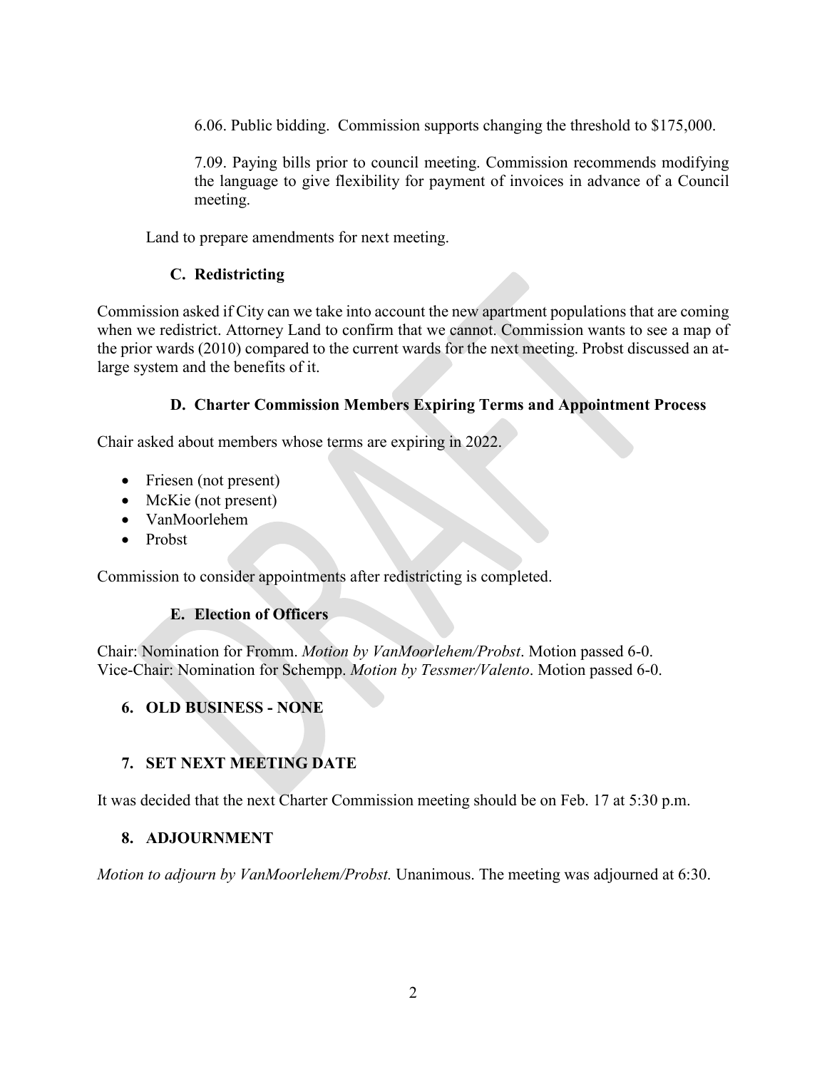6.06. Public bidding. Commission supports changing the threshold to $175,000.

7.09. Paying bills prior to council meeting. Commission recommends modifying the language to give flexibility for payment of invoices in advance of a Council meeting.

Land to prepare amendments for next meeting.

### C. Redistricting

Commission asked if City can we take into account the new apartment populations that are coming when we redistrict. Attorney Land to confirm that we cannot. Commission wants to see a map of the prior wards (2010) compared to the current wards for the next meeting. Probst discussed an at-large system and the benefits of it.

### D. Charter Commission Members Expiring Terms and Appointment Process

Chair asked about members whose terms are expiring in 2022.

- Friesen (not present)
- McKie (not present)
- VanMoorlehem
- Probst

Commission to consider appointments after redistricting is completed.

### E. Election of Officers

Chair: Nomination for Fromm. *Motion by VanMoorlehem/Probst*. Motion passed 6-0.
Vice-Chair: Nomination for Schempp. *Motion by Tessmer/Valento*. Motion passed 6-0.

## 6. OLD BUSINESS - NONE

## 7. SET NEXT MEETING DATE

It was decided that the next Charter Commission meeting should be on Feb. 17 at 5:30 p.m.

## 8. ADJOURNMENT

*Motion to adjourn by VanMoorlehem/Probst.* Unanimous. The meeting was adjourned at 6:30.